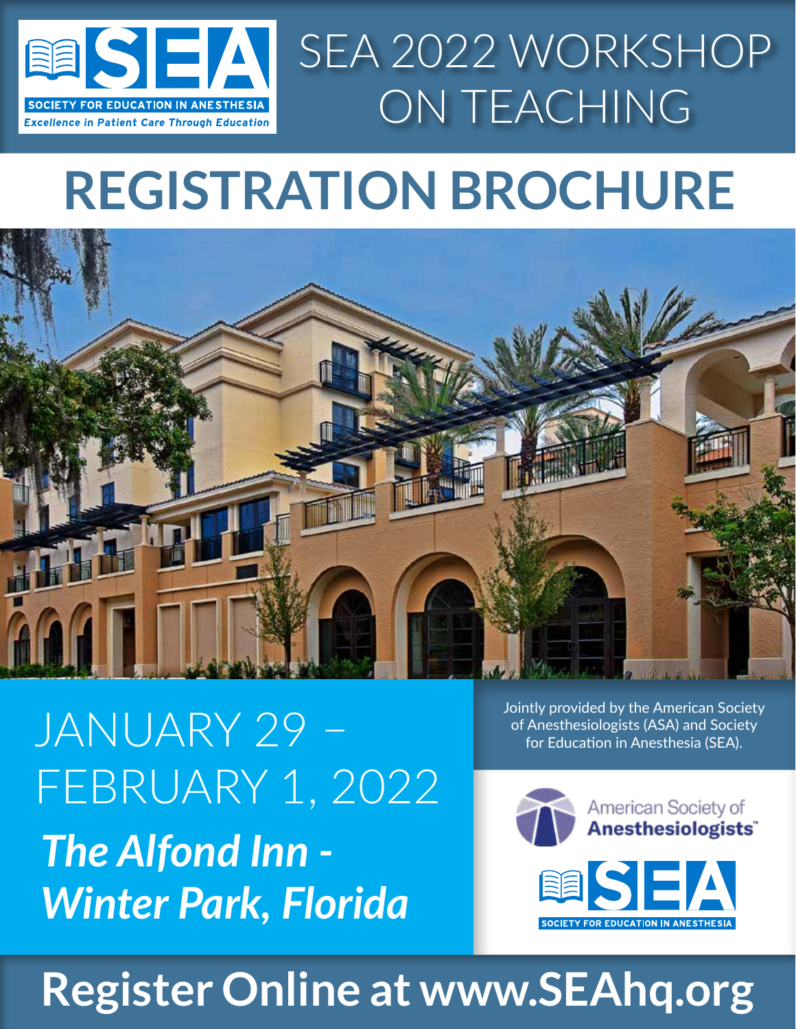SEA
SOCIETY FOR EDUCATION IN ANESTHESIA
*Excellence in Patient Care Through Education*

# SEA 2022 WORKSHOP ON TEACHING

# REGISTRATION BROCHURE

## JANUARY 29 – FEBRUARY 1, 2022

***The Alfond Inn - Winter Park, Florida***

Jointly provided by the American Society of Anesthesiologists (ASA) and Society for Education in Anesthesia (SEA).

American Society of **Anesthesiologists**™

SEA
SOCIETY FOR EDUCATION IN ANESTHESIA

## Register Online at www.SEAhq.org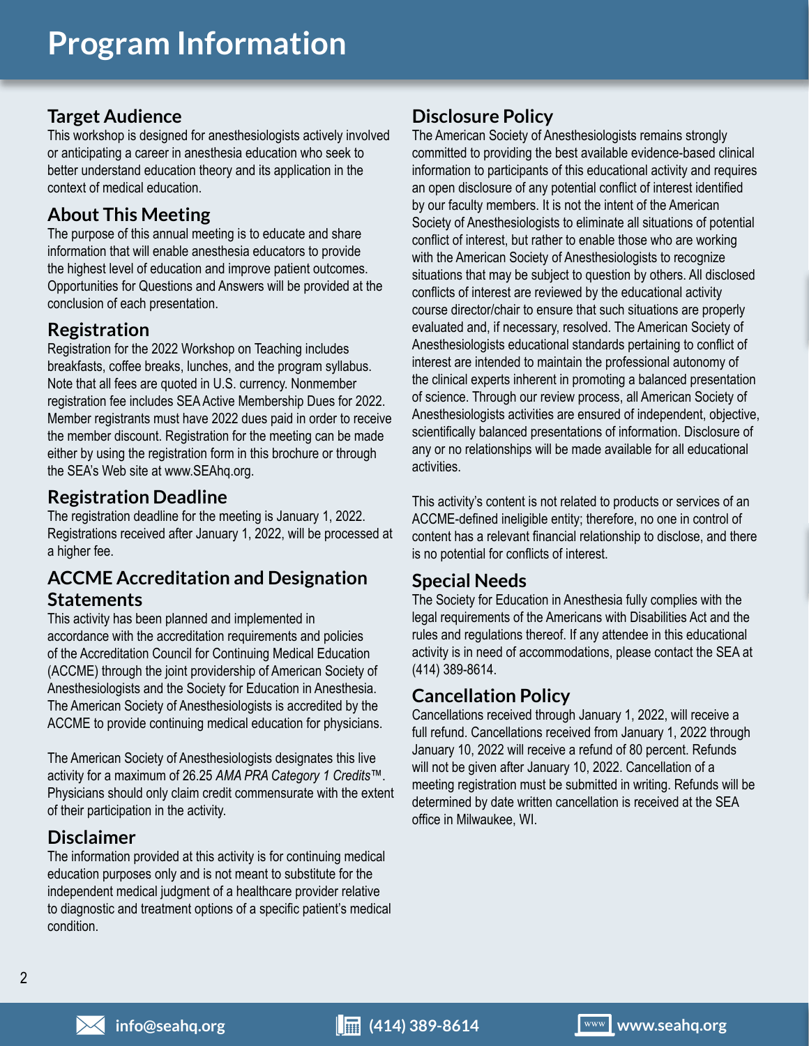# Program Information

## Target Audience

This workshop is designed for anesthesiologists actively involved or anticipating a career in anesthesia education who seek to better understand education theory and its application in the context of medical education.

## About This Meeting

The purpose of this annual meeting is to educate and share information that will enable anesthesia educators to provide the highest level of education and improve patient outcomes. Opportunities for Questions and Answers will be provided at the conclusion of each presentation.

## Registration

Registration for the 2022 Workshop on Teaching includes breakfasts, coffee breaks, lunches, and the program syllabus. Note that all fees are quoted in U.S. currency. Nonmember registration fee includes SEA Active Membership Dues for 2022. Member registrants must have 2022 dues paid in order to receive the member discount. Registration for the meeting can be made either by using the registration form in this brochure or through the SEA's Web site at www.SEAhq.org.

## Registration Deadline

The registration deadline for the meeting is January 1, 2022. Registrations received after January 1, 2022, will be processed at a higher fee.

## ACCME Accreditation and Designation Statements

This activity has been planned and implemented in accordance with the accreditation requirements and policies of the Accreditation Council for Continuing Medical Education (ACCME) through the joint providership of American Society of Anesthesiologists and the Society for Education in Anesthesia. The American Society of Anesthesiologists is accredited by the ACCME to provide continuing medical education for physicians.

The American Society of Anesthesiologists designates this live activity for a maximum of 26.25 *AMA PRA Category 1 Credits*™. Physicians should only claim credit commensurate with the extent of their participation in the activity.

## Disclaimer

The information provided at this activity is for continuing medical education purposes only and is not meant to substitute for the independent medical judgment of a healthcare provider relative to diagnostic and treatment options of a specific patient's medical condition.

## Disclosure Policy

The American Society of Anesthesiologists remains strongly committed to providing the best available evidence-based clinical information to participants of this educational activity and requires an open disclosure of any potential conflict of interest identified by our faculty members. It is not the intent of the American Society of Anesthesiologists to eliminate all situations of potential conflict of interest, but rather to enable those who are working with the American Society of Anesthesiologists to recognize situations that may be subject to question by others. All disclosed conflicts of interest are reviewed by the educational activity course director/chair to ensure that such situations are properly evaluated and, if necessary, resolved. The American Society of Anesthesiologists educational standards pertaining to conflict of interest are intended to maintain the professional autonomy of the clinical experts inherent in promoting a balanced presentation of science. Through our review process, all American Society of Anesthesiologists activities are ensured of independent, objective, scientifically balanced presentations of information. Disclosure of any or no relationships will be made available for all educational activities.

This activity's content is not related to products or services of an ACCME-defined ineligible entity; therefore, no one in control of content has a relevant financial relationship to disclose, and there is no potential for conflicts of interest.

## Special Needs

The Society for Education in Anesthesia fully complies with the legal requirements of the Americans with Disabilities Act and the rules and regulations thereof. If any attendee in this educational activity is in need of accommodations, please contact the SEA at (414) 389-8614.

## Cancellation Policy

Cancellations received through January 1, 2022, will receive a full refund. Cancellations received from January 1, 2022 through January 10, 2022 will receive a refund of 80 percent. Refunds will not be given after January 10, 2022. Cancellation of a meeting registration must be submitted in writing. Refunds will be determined by date written cancellation is received at the SEA office in Milwaukee, WI.

info@seahq.org | (414) 389-8614 | www.seahq.org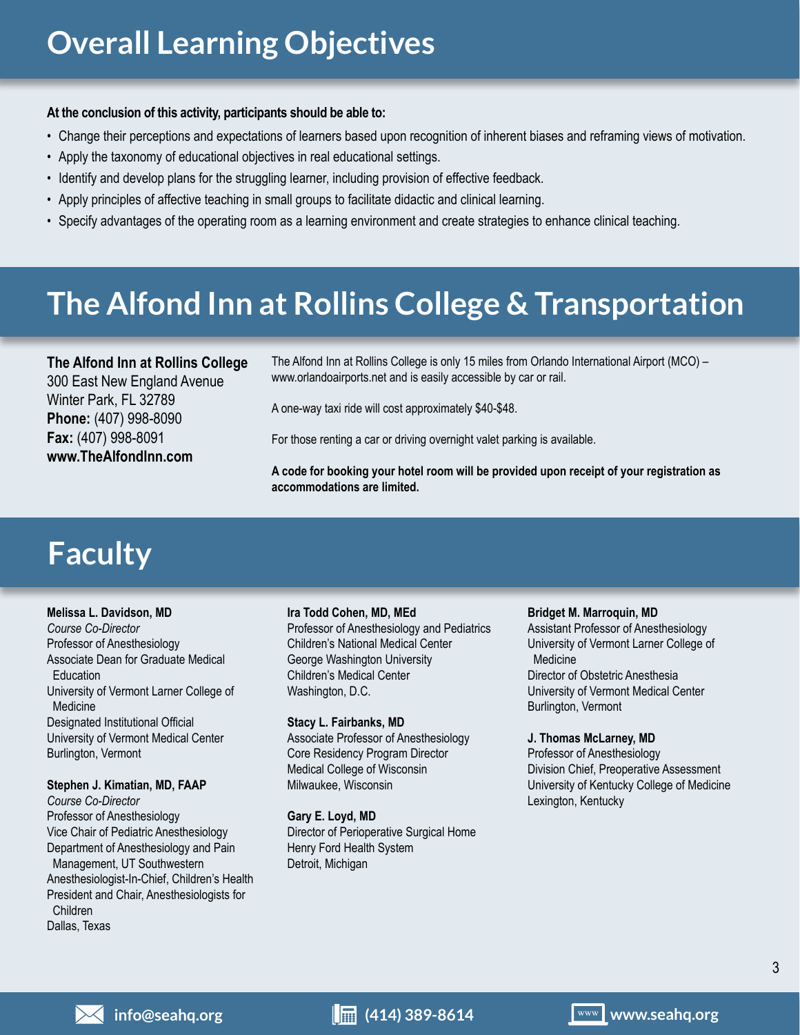# Overall Learning Objectives

**At the conclusion of this activity, participants should be able to:**

- Change their perceptions and expectations of learners based upon recognition of inherent biases and reframing views of motivation.
- Apply the taxonomy of educational objectives in real educational settings.
- Identify and develop plans for the struggling learner, including provision of effective feedback.
- Apply principles of affective teaching in small groups to facilitate didactic and clinical learning.
- Specify advantages of the operating room as a learning environment and create strategies to enhance clinical teaching.

# The Alfond Inn at Rollins College & Transportation

**The Alfond Inn at Rollins College**
300 East New England Avenue
Winter Park, FL 32789
**Phone:** (407) 998-8090
**Fax:** (407) 998-8091
**www.TheAlfondInn.com**

The Alfond Inn at Rollins College is only 15 miles from Orlando International Airport (MCO) – www.orlandoairports.net and is easily accessible by car or rail.

A one-way taxi ride will cost approximately $40-$48.

For those renting a car or driving overnight valet parking is available.

**A code for booking your hotel room will be provided upon receipt of your registration as accommodations are limited.**

# Faculty

**Melissa L. Davidson, MD**
*Course Co-Director*
Professor of Anesthesiology
Associate Dean for Graduate Medical Education
University of Vermont Larner College of Medicine
Designated Institutional Official
University of Vermont Medical Center
Burlington, Vermont

**Stephen J. Kimatian, MD, FAAP**
*Course Co-Director*
Professor of Anesthesiology
Vice Chair of Pediatric Anesthesiology
Department of Anesthesiology and Pain Management, UT Southwestern
Anesthesiologist-In-Chief, Children's Health
President and Chair, Anesthesiologists for Children
Dallas, Texas

**Ira Todd Cohen, MD, MEd**
Professor of Anesthesiology and Pediatrics
Children's National Medical Center
George Washington University
Children's Medical Center
Washington, D.C.

**Stacy L. Fairbanks, MD**
Associate Professor of Anesthesiology
Core Residency Program Director
Medical College of Wisconsin
Milwaukee, Wisconsin

**Gary E. Loyd, MD**
Director of Perioperative Surgical Home
Henry Ford Health System
Detroit, Michigan

**Bridget M. Marroquin, MD**
Assistant Professor of Anesthesiology
University of Vermont Larner College of Medicine
Director of Obstetric Anesthesia
University of Vermont Medical Center
Burlington, Vermont

**J. Thomas McLarney, MD**
Professor of Anesthesiology
Division Chief, Preoperative Assessment
University of Kentucky College of Medicine
Lexington, Kentucky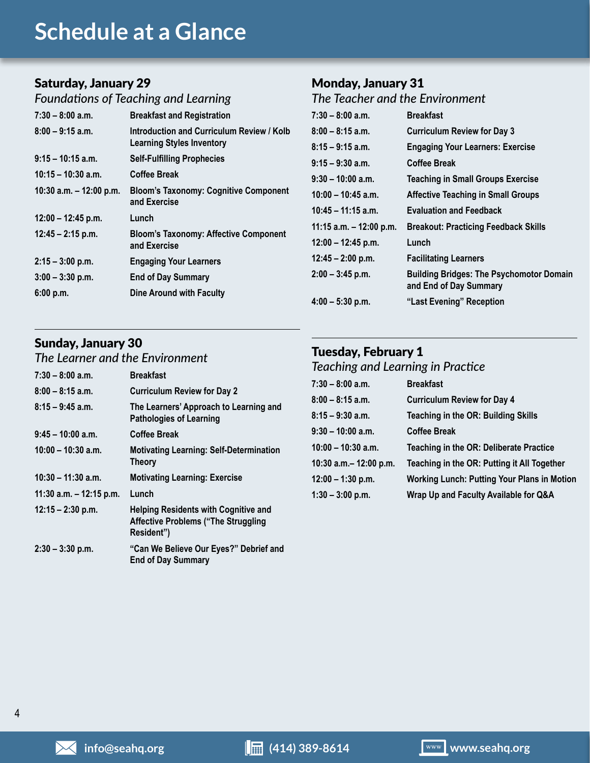# Schedule at a Glance

## Saturday, January 29

*Foundations of Teaching and Learning*

| | |
|---|---|
| 7:30 – 8:00 a.m. | Breakfast and Registration |
| 8:00 – 9:15 a.m. | Introduction and Curriculum Review / Kolb Learning Styles Inventory |
| 9:15 – 10:15 a.m. | Self-Fulfilling Prophecies |
| 10:15 – 10:30 a.m. | Coffee Break |
| 10:30 a.m. – 12:00 p.m. | Bloom's Taxonomy: Cognitive Component and Exercise |
| 12:00 – 12:45 p.m. | Lunch |
| 12:45 – 2:15 p.m. | Bloom's Taxonomy: Affective Component and Exercise |
| 2:15 – 3:00 p.m. | Engaging Your Learners |
| 3:00 – 3:30 p.m. | End of Day Summary |
| 6:00 p.m. | Dine Around with Faculty |

## Sunday, January 30

*The Learner and the Environment*

| | |
|---|---|
| 7:30 – 8:00 a.m. | Breakfast |
| 8:00 – 8:15 a.m. | Curriculum Review for Day 2 |
| 8:15 – 9:45 a.m. | The Learners' Approach to Learning and Pathologies of Learning |
| 9:45 – 10:00 a.m. | Coffee Break |
| 10:00 – 10:30 a.m. | Motivating Learning: Self-Determination Theory |
| 10:30 – 11:30 a.m. | Motivating Learning: Exercise |
| 11:30 a.m. – 12:15 p.m. | Lunch |
| 12:15 – 2:30 p.m. | Helping Residents with Cognitive and Affective Problems ("The Struggling Resident") |
| 2:30 – 3:30 p.m. | "Can We Believe Our Eyes?" Debrief and End of Day Summary |

## Monday, January 31

*The Teacher and the Environment*

| | |
|---|---|
| 7:30 – 8:00 a.m. | Breakfast |
| 8:00 – 8:15 a.m. | Curriculum Review for Day 3 |
| 8:15 – 9:15 a.m. | Engaging Your Learners: Exercise |
| 9:15 – 9:30 a.m. | Coffee Break |
| 9:30 – 10:00 a.m. | Teaching in Small Groups Exercise |
| 10:00 – 10:45 a.m. | Affective Teaching in Small Groups |
| 10:45 – 11:15 a.m. | Evaluation and Feedback |
| 11:15 a.m. – 12:00 p.m. | Breakout: Practicing Feedback Skills |
| 12:00 – 12:45 p.m. | Lunch |
| 12:45 – 2:00 p.m. | Facilitating Learners |
| 2:00 – 3:45 p.m. | Building Bridges: The Psychomotor Domain and End of Day Summary |
| 4:00 – 5:30 p.m. | "Last Evening" Reception |

## Tuesday, February 1

*Teaching and Learning in Practice*

| | |
|---|---|
| 7:30 – 8:00 a.m. | Breakfast |
| 8:00 – 8:15 a.m. | Curriculum Review for Day 4 |
| 8:15 – 9:30 a.m. | Teaching in the OR: Building Skills |
| 9:30 – 10:00 a.m. | Coffee Break |
| 10:00 – 10:30 a.m. | Teaching in the OR: Deliberate Practice |
| 10:30 a.m.– 12:00 p.m. | Teaching in the OR: Putting it All Together |
| 12:00 – 1:30 p.m. | Working Lunch: Putting Your Plans in Motion |
| 1:30 – 3:00 p.m. | Wrap Up and Faculty Available for Q&A |

info@seahq.org (414) 389-8614 www.seahq.org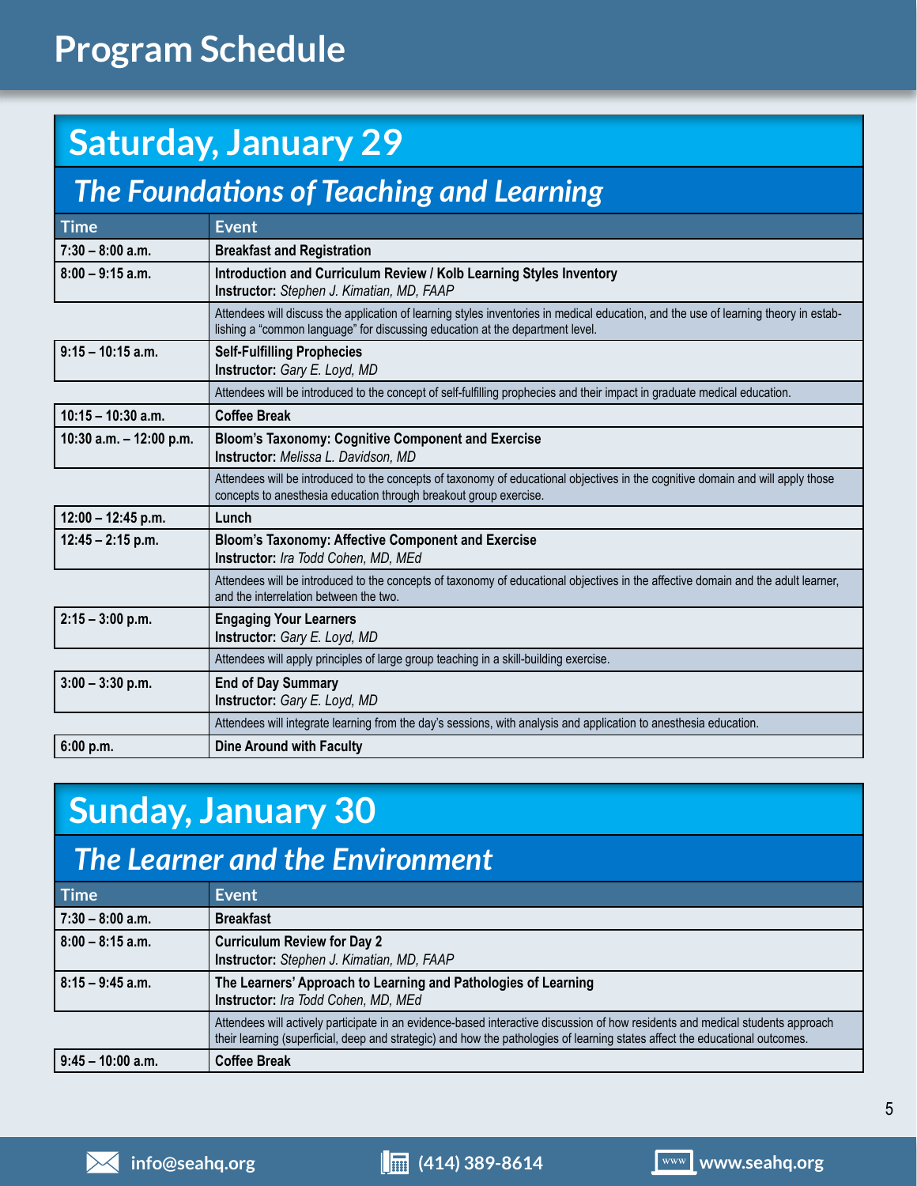# Program Schedule

## Saturday, January 29

### *The Foundations of Teaching and Learning*

| Time | Event |
|---|---|
| **7:30 – 8:00 a.m.** | **Breakfast and Registration** |
| **8:00 – 9:15 a.m.** | **Introduction and Curriculum Review / Kolb Learning Styles Inventory**<br>**Instructor:** *Stephen J. Kimatian, MD, FAAP* |
| | Attendees will discuss the application of learning styles inventories in medical education, and the use of learning theory in establishing a "common language" for discussing education at the department level. |
| **9:15 – 10:15 a.m.** | **Self-Fulfilling Prophecies**<br>**Instructor:** *Gary E. Loyd, MD* |
| | Attendees will be introduced to the concept of self-fulfilling prophecies and their impact in graduate medical education. |
| **10:15 – 10:30 a.m.** | **Coffee Break** |
| **10:30 a.m. – 12:00 p.m.** | **Bloom's Taxonomy: Cognitive Component and Exercise**<br>**Instructor:** *Melissa L. Davidson, MD* |
| | Attendees will be introduced to the concepts of taxonomy of educational objectives in the cognitive domain and will apply those concepts to anesthesia education through breakout group exercise. |
| **12:00 – 12:45 p.m.** | **Lunch** |
| **12:45 – 2:15 p.m.** | **Bloom's Taxonomy: Affective Component and Exercise**<br>**Instructor:** *Ira Todd Cohen, MD, MEd* |
| | Attendees will be introduced to the concepts of taxonomy of educational objectives in the affective domain and the adult learner, and the interrelation between the two. |
| **2:15 – 3:00 p.m.** | **Engaging Your Learners**<br>**Instructor:** *Gary E. Loyd, MD* |
| | Attendees will apply principles of large group teaching in a skill-building exercise. |
| **3:00 – 3:30 p.m.** | **End of Day Summary**<br>**Instructor:** *Gary E. Loyd, MD* |
| | Attendees will integrate learning from the day's sessions, with analysis and application to anesthesia education. |
| **6:00 p.m.** | **Dine Around with Faculty** |

## Sunday, January 30

### *The Learner and the Environment*

| Time | Event |
|---|---|
| **7:30 – 8:00 a.m.** | **Breakfast** |
| **8:00 – 8:15 a.m.** | **Curriculum Review for Day 2**<br>**Instructor:** *Stephen J. Kimatian, MD, FAAP* |
| **8:15 – 9:45 a.m.** | **The Learners' Approach to Learning and Pathologies of Learning**<br>**Instructor:** *Ira Todd Cohen, MD, MEd* |
| | Attendees will actively participate in an evidence-based interactive discussion of how residents and medical students approach their learning (superficial, deep and strategic) and how the pathologies of learning states affect the educational outcomes. |
| **9:45 – 10:00 a.m.** | **Coffee Break** |

info@seahq.org (414) 389-8614 www.seahq.org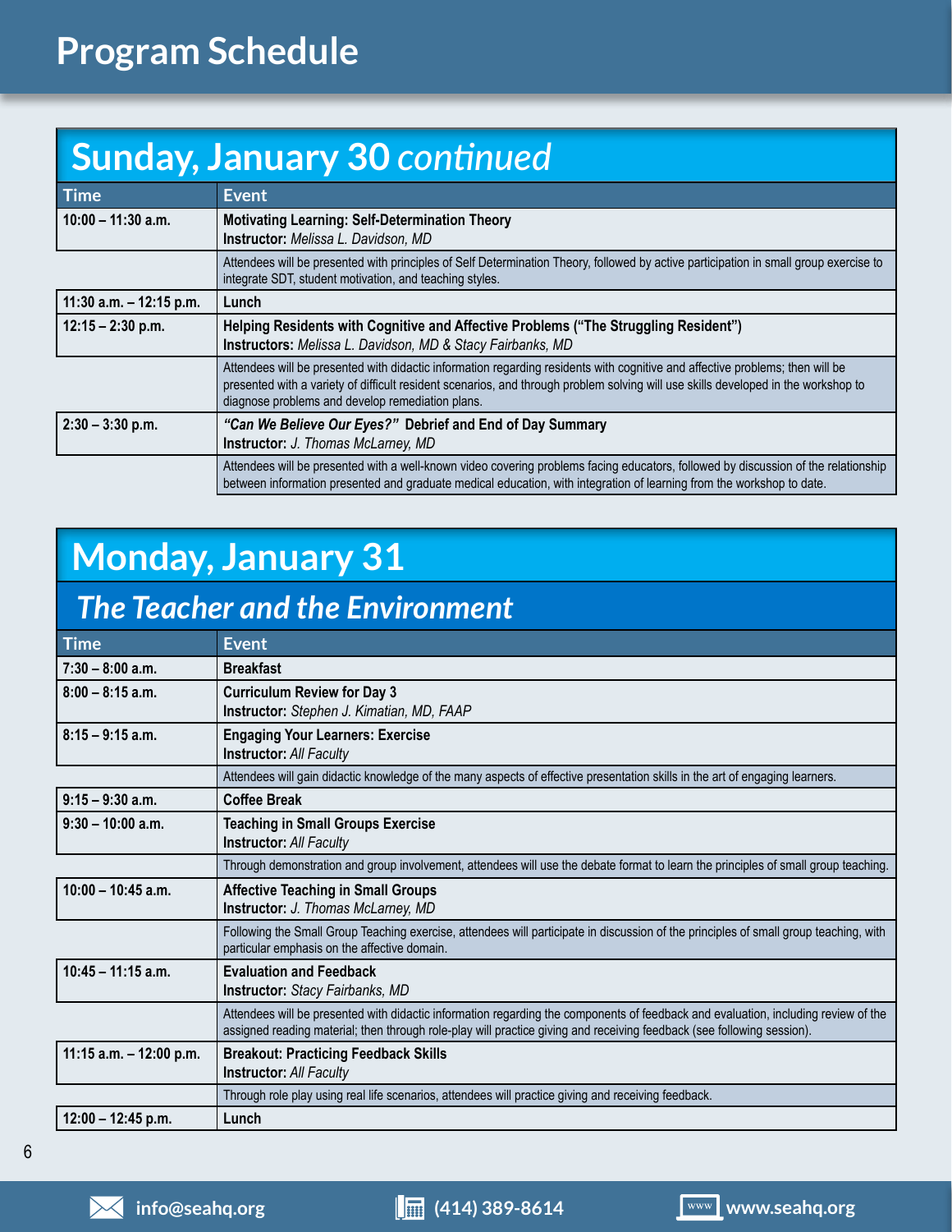# Program Schedule

## Sunday, January 30 *continued*

| Time | Event |
|---|---|
| **10:00 – 11:30 a.m.** | **Motivating Learning: Self-Determination Theory**<br>**Instructor:** *Melissa L. Davidson, MD* |
| | Attendees will be presented with principles of Self Determination Theory, followed by active participation in small group exercise to integrate SDT, student motivation, and teaching styles. |
| **11:30 a.m. – 12:15 p.m.** | **Lunch** |
| **12:15 – 2:30 p.m.** | **Helping Residents with Cognitive and Affective Problems ("The Struggling Resident")**<br>**Instructors:** *Melissa L. Davidson, MD & Stacy Fairbanks, MD* |
| | Attendees will be presented with didactic information regarding residents with cognitive and affective problems; then will be presented with a variety of difficult resident scenarios, and through problem solving will use skills developed in the workshop to diagnose problems and develop remediation plans. |
| **2:30 – 3:30 p.m.** | ***"Can We Believe Our Eyes?"*** **Debrief and End of Day Summary**<br>**Instructor:** *J. Thomas McLarney, MD* |
| | Attendees will be presented with a well-known video covering problems facing educators, followed by discussion of the relationship between information presented and graduate medical education, with integration of learning from the workshop to date. |

## Monday, January 31

### *The Teacher and the Environment*

| Time | Event |
|---|---|
| **7:30 – 8:00 a.m.** | **Breakfast** |
| **8:00 – 8:15 a.m.** | **Curriculum Review for Day 3**<br>**Instructor:** *Stephen J. Kimatian, MD, FAAP* |
| **8:15 – 9:15 a.m.** | **Engaging Your Learners: Exercise**<br>**Instructor:** *All Faculty* |
| | Attendees will gain didactic knowledge of the many aspects of effective presentation skills in the art of engaging learners. |
| **9:15 – 9:30 a.m.** | **Coffee Break** |
| **9:30 – 10:00 a.m.** | **Teaching in Small Groups Exercise**<br>**Instructor:** *All Faculty* |
| | Through demonstration and group involvement, attendees will use the debate format to learn the principles of small group teaching. |
| **10:00 – 10:45 a.m.** | **Affective Teaching in Small Groups**<br>**Instructor:** *J. Thomas McLarney, MD* |
| | Following the Small Group Teaching exercise, attendees will participate in discussion of the principles of small group teaching, with particular emphasis on the affective domain. |
| **10:45 – 11:15 a.m.** | **Evaluation and Feedback**<br>**Instructor:** *Stacy Fairbanks, MD* |
| | Attendees will be presented with didactic information regarding the components of feedback and evaluation, including review of the assigned reading material; then through role-play will practice giving and receiving feedback (see following session). |
| **11:15 a.m. – 12:00 p.m.** | **Breakout: Practicing Feedback Skills**<br>**Instructor:** *All Faculty* |
| | Through role play using real life scenarios, attendees will practice giving and receiving feedback. |
| **12:00 – 12:45 p.m.** | **Lunch** |

info@seahq.org | (414) 389-8614 | www.seahq.org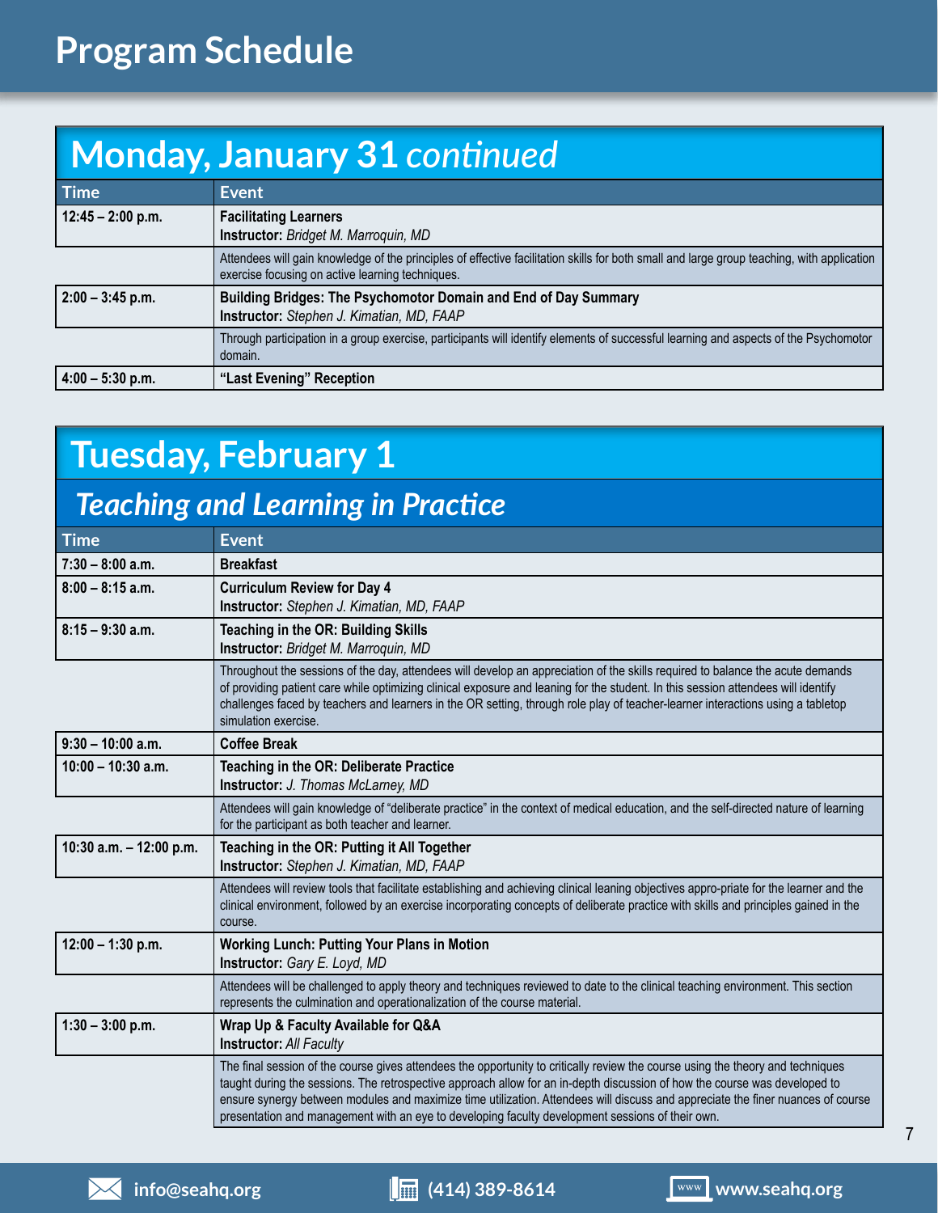# Program Schedule

## Monday, January 31 *continued*

| Time | Event |
|---|---|
| 12:45 – 2:00 p.m. | **Facilitating Learners**<br>**Instructor:** *Bridget M. Marroquin, MD* |
| | Attendees will gain knowledge of the principles of effective facilitation skills for both small and large group teaching, with application exercise focusing on active learning techniques. |
| 2:00 – 3:45 p.m. | **Building Bridges: The Psychomotor Domain and End of Day Summary**<br>**Instructor:** *Stephen J. Kimatian, MD, FAAP* |
| | Through participation in a group exercise, participants will identify elements of successful learning and aspects of the Psychomotor domain. |
| 4:00 – 5:30 p.m. | **"Last Evening" Reception** |

## Tuesday, February 1

### *Teaching and Learning in Practice*

| Time | Event |
|---|---|
| 7:30 – 8:00 a.m. | **Breakfast** |
| 8:00 – 8:15 a.m. | **Curriculum Review for Day 4**<br>**Instructor:** *Stephen J. Kimatian, MD, FAAP* |
| 8:15 – 9:30 a.m. | **Teaching in the OR: Building Skills**<br>**Instructor:** *Bridget M. Marroquin, MD* |
| | Throughout the sessions of the day, attendees will develop an appreciation of the skills required to balance the acute demands of providing patient care while optimizing clinical exposure and leaning for the student. In this session attendees will identify challenges faced by teachers and learners in the OR setting, through role play of teacher-learner interactions using a tabletop simulation exercise. |
| 9:30 – 10:00 a.m. | **Coffee Break** |
| 10:00 – 10:30 a.m. | **Teaching in the OR: Deliberate Practice**<br>**Instructor:** *J. Thomas McLarney, MD* |
| | Attendees will gain knowledge of "deliberate practice" in the context of medical education, and the self-directed nature of learning for the participant as both teacher and learner. |
| 10:30 a.m. – 12:00 p.m. | **Teaching in the OR: Putting it All Together**<br>**Instructor:** *Stephen J. Kimatian, MD, FAAP* |
| | Attendees will review tools that facilitate establishing and achieving clinical leaning objectives appro-priate for the learner and the clinical environment, followed by an exercise incorporating concepts of deliberate practice with skills and principles gained in the course. |
| 12:00 – 1:30 p.m. | **Working Lunch: Putting Your Plans in Motion**<br>**Instructor:** *Gary E. Loyd, MD* |
| | Attendees will be challenged to apply theory and techniques reviewed to date to the clinical teaching environment. This section represents the culmination and operationalization of the course material. |
| 1:30 – 3:00 p.m. | **Wrap Up & Faculty Available for Q&A**<br>**Instructor:** *All Faculty* |
| | The final session of the course gives attendees the opportunity to critically review the course using the theory and techniques taught during the sessions. The retrospective approach allow for an in-depth discussion of how the course was developed to ensure synergy between modules and maximize time utilization. Attendees will discuss and appreciate the finer nuances of course presentation and management with an eye to developing faculty development sessions of their own. |

info@seahq.org | (414) 389-8614 | www.seahq.org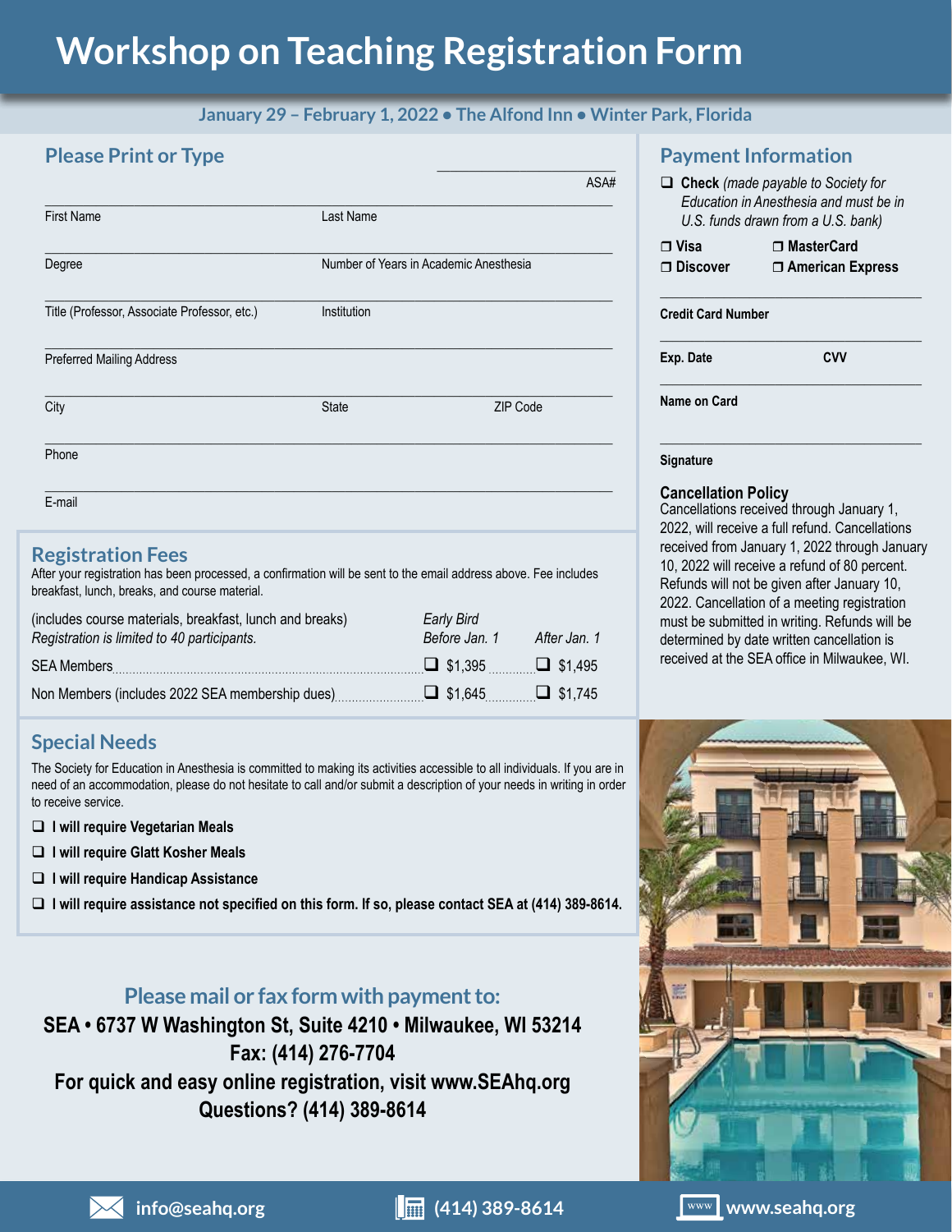# Workshop on Teaching Registration Form

**January 29 – February 1, 2022 • The Alfond Inn • Winter Park, Florida**

## Please Print or Type

ASA#

First Name | Last Name

Degree | Number of Years in Academic Anesthesia

Title (Professor, Associate Professor, etc.) | Institution

Preferred Mailing Address

City | State | ZIP Code

Phone

E-mail

## Registration Fees

After your registration has been processed, a confirmation will be sent to the email address above. Fee includes breakfast, lunch, breaks, and course material.

| (includes course materials, breakfast, lunch and breaks) *Registration is limited to 40 participants.* | *Early Bird Before Jan. 1* | *After Jan. 1* |
|---|---|---|
| SEA Members | ❑ $1,395 | ❑ $1,495 |
| Non Members (includes 2022 SEA membership dues) | ❑ $1,645 | ❑ $1,745 |

## Special Needs

The Society for Education in Anesthesia is committed to making its activities accessible to all individuals. If you are in need of an accommodation, please do not hesitate to call and/or submit a description of your needs in writing in order to receive service.

- ❑ **I will require Vegetarian Meals**
- ❑ **I will require Glatt Kosher Meals**
- ❑ **I will require Handicap Assistance**
- ❑ **I will require assistance not specified on this form. If so, please contact SEA at (414) 389-8614.**

## Payment Information

❑ **Check** *(made payable to Society for Education in Anesthesia and must be in U.S. funds drawn from a U.S. bank)*

❑ **Visa** ❑ **MasterCard**
❑ **Discover** ❑ **American Express**

**Credit Card Number**

**Exp. Date** **CVV**

**Name on Card**

**Signature**

### Cancellation Policy

Cancellations received through January 1, 2022, will receive a full refund. Cancellations received from January 1, 2022 through January 10, 2022 will receive a refund of 80 percent. Refunds will not be given after January 10, 2022. Cancellation of a meeting registration must be submitted in writing. Refunds will be determined by date written cancellation is received at the SEA office in Milwaukee, WI.

## Please mail or fax form with payment to:

**SEA • 6737 W Washington St, Suite 4210 • Milwaukee, WI 53214**
**Fax: (414) 276-7704**
**For quick and easy online registration, visit www.SEAhq.org**
**Questions? (414) 389-8614**

info@seahq.org | (414) 389-8614 | www.seahq.org